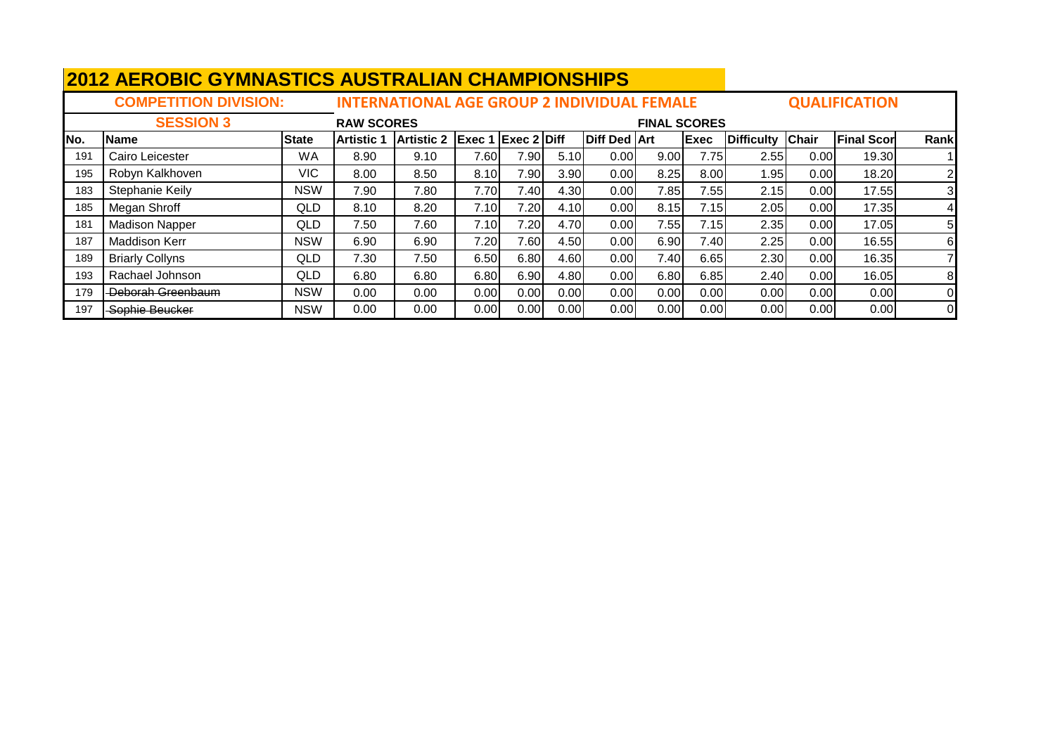# 2012 AEROBIC GYMNASTICS AUSTRALIAN CHAMPIONSHIPS

**COMPETITION DIVISION:** INTERNATIONAL AGE GROUP 2 INDIVIDUAL FEMALE — QUALIFICATION

**SESSION 3**

| | | | RAW SCORES | | | | | | FINAL SCORES | | | | | |
|---|---|---|---|---|---|---|---|---|---|---|---|---|---|---|
| No. | Name | State | Artistic 1 | Artistic 2 | Exec 1 | Exec 2 | Diff | Diff Ded | Art | Exec | Difficulty | Chair | Final Scor | Rank |
| 191 | Cairo Leicester | WA | 8.90 | 9.10 | 7.60 | 7.90 | 5.10 | 0.00 | 9.00 | 7.75 | 2.55 | 0.00 | 19.30 | 1 |
| 195 | Robyn Kalkhoven | VIC | 8.00 | 8.50 | 8.10 | 7.90 | 3.90 | 0.00 | 8.25 | 8.00 | 1.95 | 0.00 | 18.20 | 2 |
| 183 | Stephanie Keily | NSW | 7.90 | 7.80 | 7.70 | 7.40 | 4.30 | 0.00 | 7.85 | 7.55 | 2.15 | 0.00 | 17.55 | 3 |
| 185 | Megan Shroff | QLD | 8.10 | 8.20 | 7.10 | 7.20 | 4.10 | 0.00 | 8.15 | 7.15 | 2.05 | 0.00 | 17.35 | 4 |
| 181 | Madison Napper | QLD | 7.50 | 7.60 | 7.10 | 7.20 | 4.70 | 0.00 | 7.55 | 7.15 | 2.35 | 0.00 | 17.05 | 5 |
| 187 | Maddison Kerr | NSW | 6.90 | 6.90 | 7.20 | 7.60 | 4.50 | 0.00 | 6.90 | 7.40 | 2.25 | 0.00 | 16.55 | 6 |
| 189 | Briarly Collyns | QLD | 7.30 | 7.50 | 6.50 | 6.80 | 4.60 | 0.00 | 7.40 | 6.65 | 2.30 | 0.00 | 16.35 | 7 |
| 193 | Rachael Johnson | QLD | 6.80 | 6.80 | 6.80 | 6.90 | 4.80 | 0.00 | 6.80 | 6.85 | 2.40 | 0.00 | 16.05 | 8 |
| 179 | ~~Deborah Greenbaum~~ | NSW | 0.00 | 0.00 | 0.00 | 0.00 | 0.00 | 0.00 | 0.00 | 0.00 | 0.00 | 0.00 | 0.00 | 0 |
| 197 | ~~Sophie Beucker~~ | NSW | 0.00 | 0.00 | 0.00 | 0.00 | 0.00 | 0.00 | 0.00 | 0.00 | 0.00 | 0.00 | 0.00 | 0 |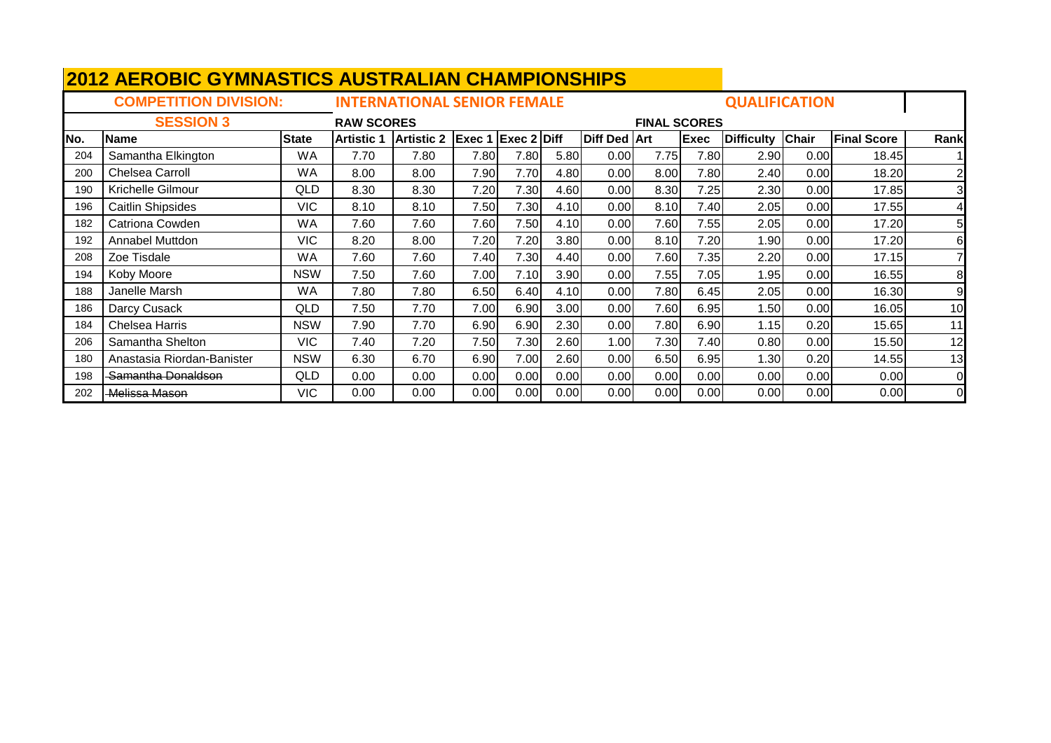# 2012 AEROBIC GYMNASTICS AUSTRALIAN CHAMPIONSHIPS

**COMPETITION DIVISION:** INTERNATIONAL SENIOR FEMALE — QUALIFICATION

**SESSION 3**

| | | | RAW SCORES | | | | | | FINAL SCORES | | | | | |
|---|---|---|---|---|---|---|---|---|---|---|---|---|---|---|
| No. | Name | State | Artistic 1 | Artistic 2 | Exec 1 | Exec 2 | Diff | Diff Ded | Art | Exec | Difficulty | Chair | Final Score | Rank |
| 204 | Samantha Elkington | WA | 7.70 | 7.80 | 7.80 | 7.80 | 5.80 | 0.00 | 7.75 | 7.80 | 2.90 | 0.00 | 18.45 | 1 |
| 200 | Chelsea Carroll | WA | 8.00 | 8.00 | 7.90 | 7.70 | 4.80 | 0.00 | 8.00 | 7.80 | 2.40 | 0.00 | 18.20 | 2 |
| 190 | Krichelle Gilmour | QLD | 8.30 | 8.30 | 7.20 | 7.30 | 4.60 | 0.00 | 8.30 | 7.25 | 2.30 | 0.00 | 17.85 | 3 |
| 196 | Caitlin Shipsides | VIC | 8.10 | 8.10 | 7.50 | 7.30 | 4.10 | 0.00 | 8.10 | 7.40 | 2.05 | 0.00 | 17.55 | 4 |
| 182 | Catriona Cowden | WA | 7.60 | 7.60 | 7.60 | 7.50 | 4.10 | 0.00 | 7.60 | 7.55 | 2.05 | 0.00 | 17.20 | 5 |
| 192 | Annabel Muttdon | VIC | 8.20 | 8.00 | 7.20 | 7.20 | 3.80 | 0.00 | 8.10 | 7.20 | 1.90 | 0.00 | 17.20 | 6 |
| 208 | Zoe Tisdale | WA | 7.60 | 7.60 | 7.40 | 7.30 | 4.40 | 0.00 | 7.60 | 7.35 | 2.20 | 0.00 | 17.15 | 7 |
| 194 | Koby Moore | NSW | 7.50 | 7.60 | 7.00 | 7.10 | 3.90 | 0.00 | 7.55 | 7.05 | 1.95 | 0.00 | 16.55 | 8 |
| 188 | Janelle Marsh | WA | 7.80 | 7.80 | 6.50 | 6.40 | 4.10 | 0.00 | 7.80 | 6.45 | 2.05 | 0.00 | 16.30 | 9 |
| 186 | Darcy Cusack | QLD | 7.50 | 7.70 | 7.00 | 6.90 | 3.00 | 0.00 | 7.60 | 6.95 | 1.50 | 0.00 | 16.05 | 10 |
| 184 | Chelsea Harris | NSW | 7.90 | 7.70 | 6.90 | 6.90 | 2.30 | 0.00 | 7.80 | 6.90 | 1.15 | 0.20 | 15.65 | 11 |
| 206 | Samantha Shelton | VIC | 7.40 | 7.20 | 7.50 | 7.30 | 2.60 | 1.00 | 7.30 | 7.40 | 0.80 | 0.00 | 15.50 | 12 |
| 180 | Anastasia Riordan-Banister | NSW | 6.30 | 6.70 | 6.90 | 7.00 | 2.60 | 0.00 | 6.50 | 6.95 | 1.30 | 0.20 | 14.55 | 13 |
| 198 | ~~Samantha Donaldson~~ | QLD | 0.00 | 0.00 | 0.00 | 0.00 | 0.00 | 0.00 | 0.00 | 0.00 | 0.00 | 0.00 | 0.00 | 0 |
| 202 | ~~Melissa Mason~~ | VIC | 0.00 | 0.00 | 0.00 | 0.00 | 0.00 | 0.00 | 0.00 | 0.00 | 0.00 | 0.00 | 0.00 | 0 |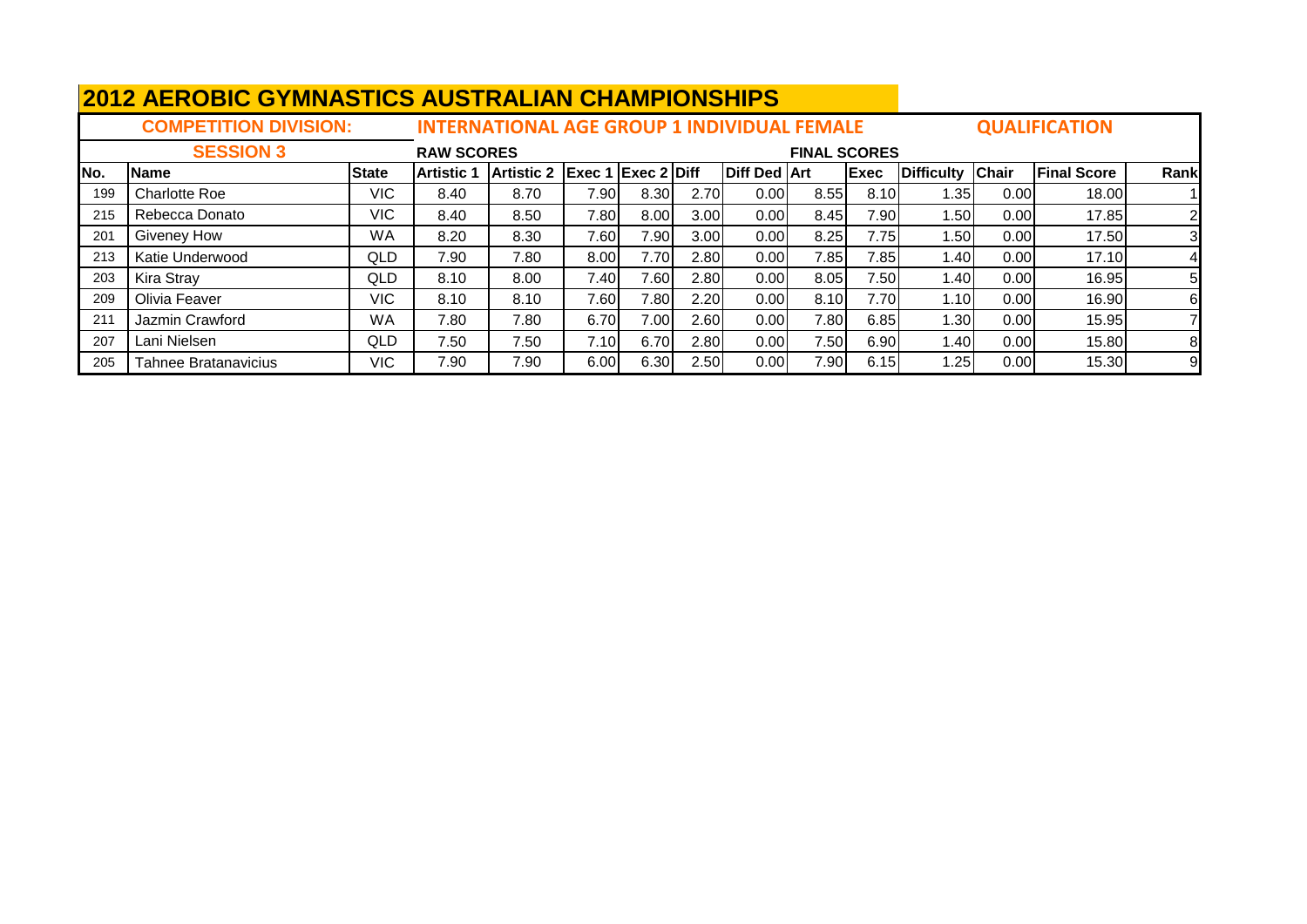# 2012 AEROBIC GYMNASTICS AUSTRALIAN CHAMPIONSHIPS

**COMPETITION DIVISION:** INTERNATIONAL AGE GROUP 1 INDIVIDUAL FEMALE — QUALIFICATION

**SESSION 3**

| | | | RAW SCORES | | | | | | FINAL SCORES | | | | | |
|---|---|---|---|---|---|---|---|---|---|---|---|---|---|---|
| No. | Name | State | Artistic 1 | Artistic 2 | Exec 1 | Exec 2 | Diff | Diff Ded | Art | Exec | Difficulty | Chair | Final Score | Rank |
| 199 | Charlotte Roe | VIC | 8.40 | 8.70 | 7.90 | 8.30 | 2.70 | 0.00 | 8.55 | 8.10 | 1.35 | 0.00 | 18.00 | 1 |
| 215 | Rebecca Donato | VIC | 8.40 | 8.50 | 7.80 | 8.00 | 3.00 | 0.00 | 8.45 | 7.90 | 1.50 | 0.00 | 17.85 | 2 |
| 201 | Giveney How | WA | 8.20 | 8.30 | 7.60 | 7.90 | 3.00 | 0.00 | 8.25 | 7.75 | 1.50 | 0.00 | 17.50 | 3 |
| 213 | Katie Underwood | QLD | 7.90 | 7.80 | 8.00 | 7.70 | 2.80 | 0.00 | 7.85 | 7.85 | 1.40 | 0.00 | 17.10 | 4 |
| 203 | Kira Stray | QLD | 8.10 | 8.00 | 7.40 | 7.60 | 2.80 | 0.00 | 8.05 | 7.50 | 1.40 | 0.00 | 16.95 | 5 |
| 209 | Olivia Feaver | VIC | 8.10 | 8.10 | 7.60 | 7.80 | 2.20 | 0.00 | 8.10 | 7.70 | 1.10 | 0.00 | 16.90 | 6 |
| 211 | Jazmin Crawford | WA | 7.80 | 7.80 | 6.70 | 7.00 | 2.60 | 0.00 | 7.80 | 6.85 | 1.30 | 0.00 | 15.95 | 7 |
| 207 | Lani Nielsen | QLD | 7.50 | 7.50 | 7.10 | 6.70 | 2.80 | 0.00 | 7.50 | 6.90 | 1.40 | 0.00 | 15.80 | 8 |
| 205 | Tahnee Bratanavicius | VIC | 7.90 | 7.90 | 6.00 | 6.30 | 2.50 | 0.00 | 7.90 | 6.15 | 1.25 | 0.00 | 15.30 | 9 |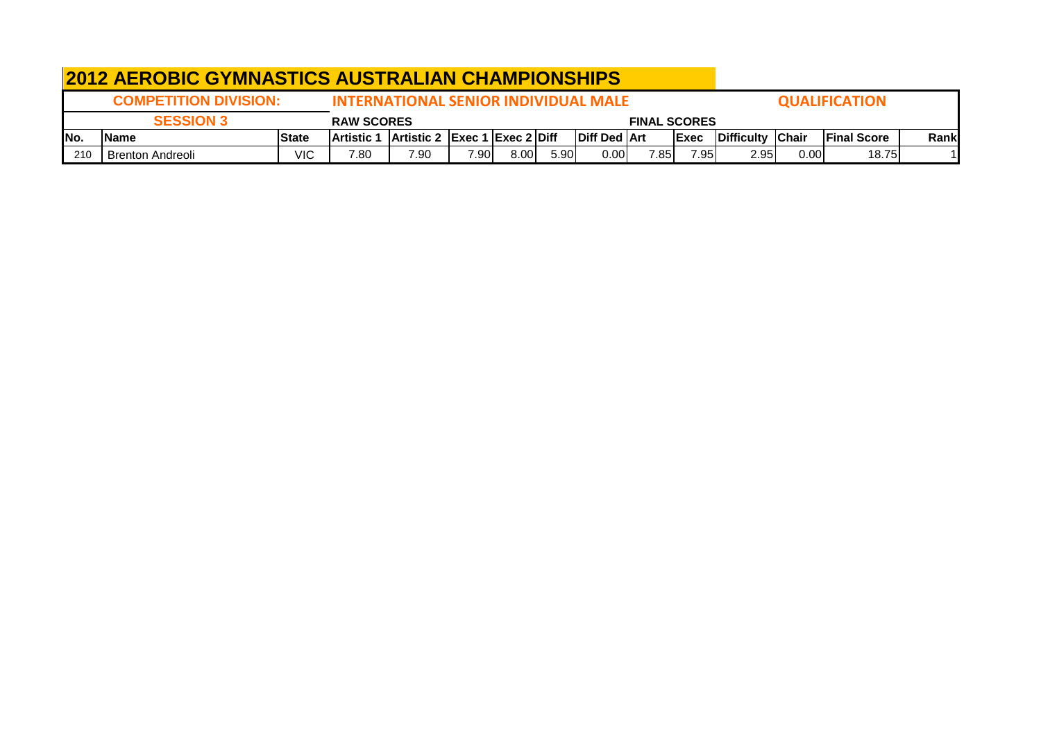# 2012 AEROBIC GYMNASTICS AUSTRALIAN CHAMPIONSHIPS

**COMPETITION DIVISION:** **INTERNATIONAL SENIOR INDIVIDUAL MALE** **QUALIFICATION**

**SESSION 3**

| | | | RAW SCORES | | | | | | FINAL SCORES | | | | | |
|---|---|---|---|---|---|---|---|---|---|---|---|---|---|---|
| **No.** | **Name** | **State** | **Artistic 1** | **Artistic 2** | **Exec 1** | **Exec 2** | **Diff** | **Diff Ded** | **Art** | **Exec** | **Difficulty** | **Chair** | **Final Score** | **Rank** |
| 210 | Brenton Andreoli | VIC | 7.80 | 7.90 | 7.90 | 8.00 | 5.90 | 0.00 | 7.85 | 7.95 | 2.95 | 0.00 | 18.75 | 1 |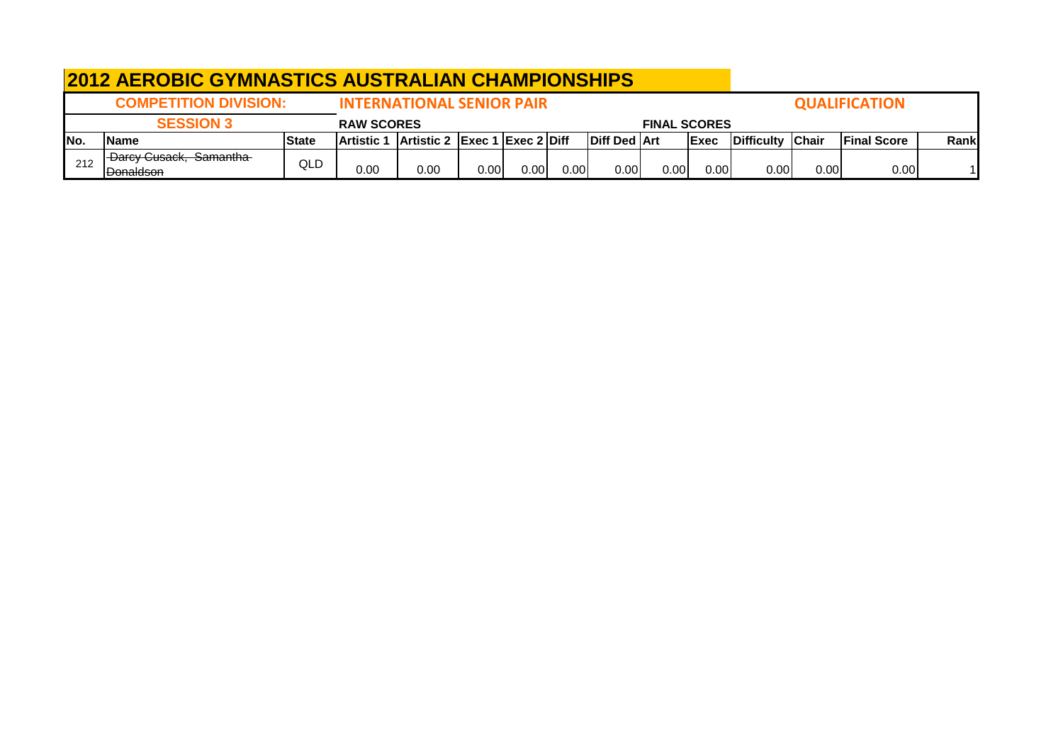# 2012 AEROBIC GYMNASTICS AUSTRALIAN CHAMPIONSHIPS

**COMPETITION DIVISION:** **INTERNATIONAL SENIOR PAIR** **QUALIFICATION**

**SESSION 3**

| | | | RAW SCORES | | | | | | FINAL SCORES | | | | | |
|---|---|---|---|---|---|---|---|---|---|---|---|---|---|---|
| **No.** | **Name** | **State** | **Artistic 1** | **Artistic 2** | **Exec 1** | **Exec 2** | **Diff** | **Diff Ded** | **Art** | **Exec** | **Difficulty** | **Chair** | **Final Score** | **Rank** |
| 212 | ~~Darcy Cusack, Samantha Donaldson~~ | QLD | 0.00 | 0.00 | 0.00 | 0.00 | 0.00 | 0.00 | 0.00 | 0.00 | 0.00 | 0.00 | 0.00 | 1 |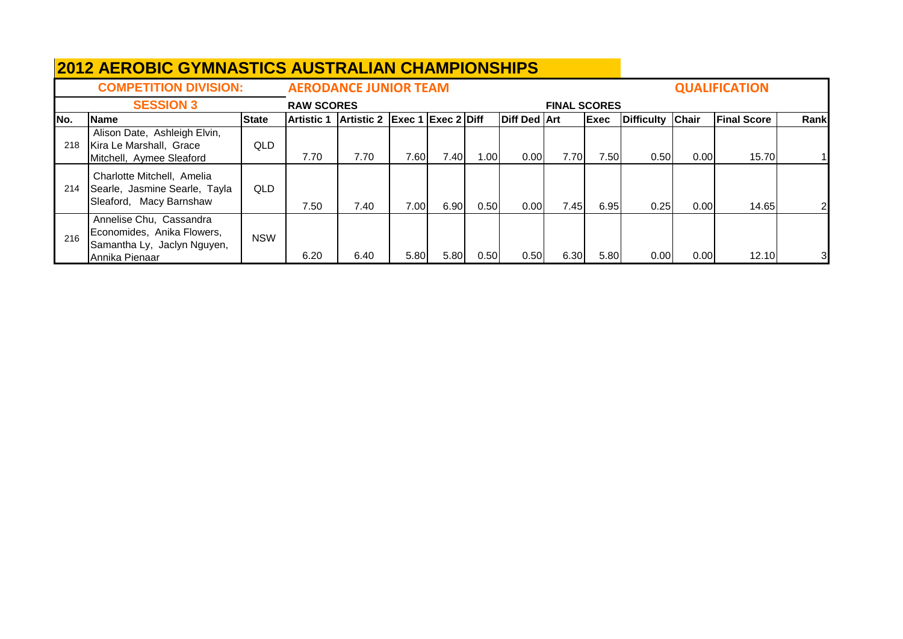# 2012 AEROBIC GYMNASTICS AUSTRALIAN CHAMPIONSHIPS

**COMPETITION DIVISION:** **AERODANCE JUNIOR TEAM** **QUALIFICATION**

**SESSION 3**

| | | | RAW SCORES | | | | | | FINAL SCORES | | | | | |
|---|---|---|---|---|---|---|---|---|---|---|---|---|---|---|
| No. | Name | State | Artistic 1 | Artistic 2 | Exec 1 | Exec 2 | Diff | Diff Ded | Art | Exec | Difficulty | Chair | Final Score | Rank |
| 218 | Alison Date, Ashleigh Elvin, Kira Le Marshall, Grace Mitchell, Aymee Sleaford | QLD | 7.70 | 7.70 | 7.60 | 7.40 | 1.00 | 0.00 | 7.70 | 7.50 | 0.50 | 0.00 | 15.70 | 1 |
| 214 | Charlotte Mitchell, Amelia Searle, Jasmine Searle, Tayla Sleaford, Macy Barnshaw | QLD | 7.50 | 7.40 | 7.00 | 6.90 | 0.50 | 0.00 | 7.45 | 6.95 | 0.25 | 0.00 | 14.65 | 2 |
| 216 | Annelise Chu, Cassandra Economides, Anika Flowers, Samantha Ly, Jaclyn Nguyen, Annika Pienaar | NSW | 6.20 | 6.40 | 5.80 | 5.80 | 0.50 | 0.50 | 6.30 | 5.80 | 0.00 | 0.00 | 12.10 | 3 |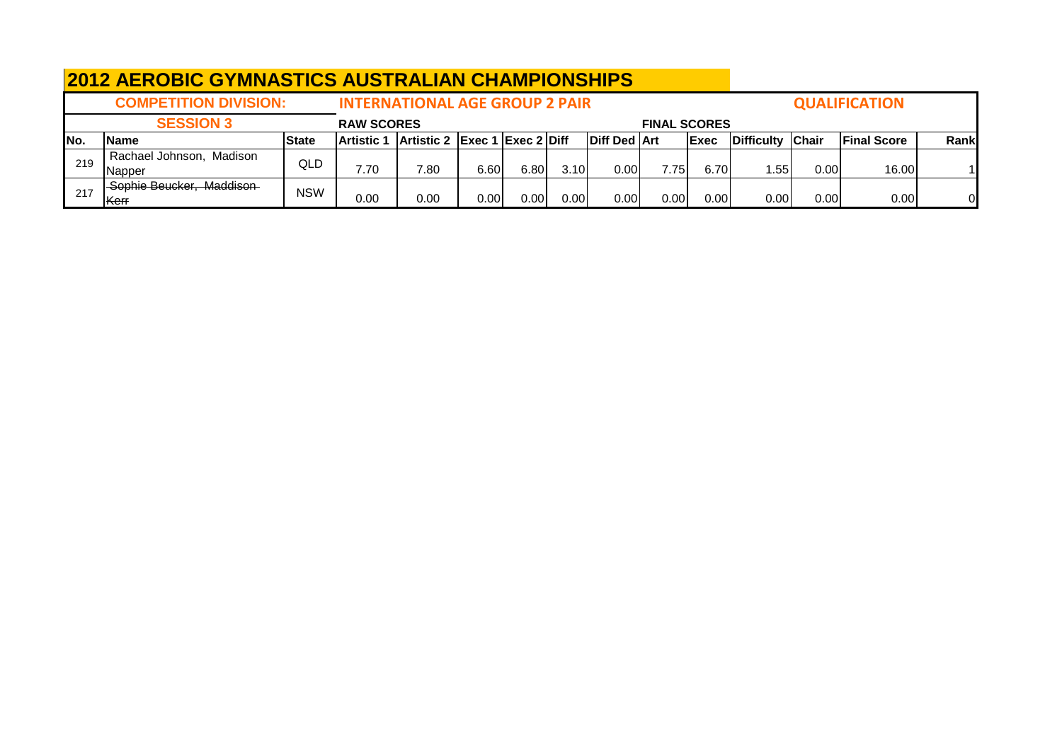# 2012 AEROBIC GYMNASTICS AUSTRALIAN CHAMPIONSHIPS

**COMPETITION DIVISION:** **INTERNATIONAL AGE GROUP 2 PAIR** **QUALIFICATION**

**SESSION 3**

| | | | RAW SCORES | | | | | | FINAL SCORES | | | | | |
|---|---|---|---|---|---|---|---|---|---|---|---|---|---|---|
| No. | Name | State | Artistic 1 | Artistic 2 | Exec 1 | Exec 2 | Diff | Diff Ded | Art | Exec | Difficulty | Chair | Final Score | Rank |
| 219 | Rachael Johnson, Madison Napper | QLD | 7.70 | 7.80 | 6.60 | 6.80 | 3.10 | 0.00 | 7.75 | 6.70 | 1.55 | 0.00 | 16.00 | 1 |
| 217 | ~~Sophie Beucker, Maddison Kerr~~ | NSW | 0.00 | 0.00 | 0.00 | 0.00 | 0.00 | 0.00 | 0.00 | 0.00 | 0.00 | 0.00 | 0.00 | 0 |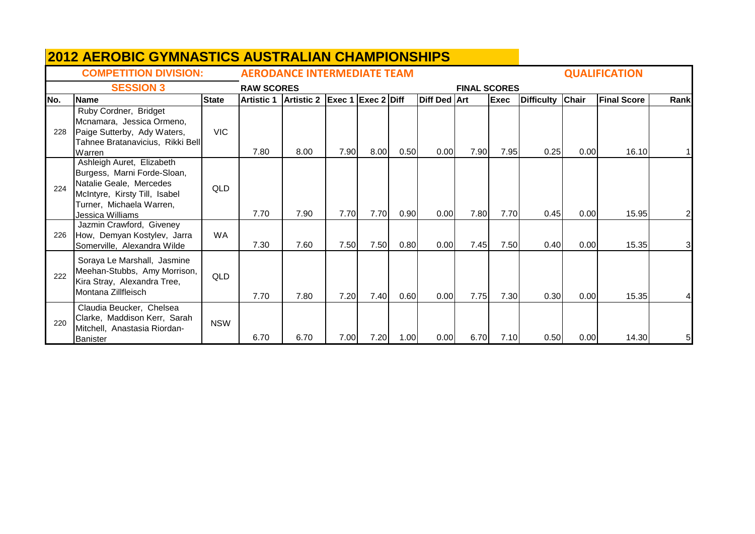# 2012 AEROBIC GYMNASTICS AUSTRALIAN CHAMPIONSHIPS

**COMPETITION DIVISION:** AERODANCE INTERMEDIATE TEAM — **QUALIFICATION**

**SESSION 3**

| | | | RAW SCORES | | | | | | FINAL SCORES | | | | | |
|---|---|---|---|---|---|---|---|---|---|---|---|---|---|---|
| No. | Name | State | Artistic 1 | Artistic 2 | Exec 1 | Exec 2 | Diff | Diff Ded | Art | Exec | Difficulty | Chair | Final Score | Rank |
| 228 | Ruby Cordner, Bridget Mcnamara, Jessica Ormeno, Paige Sutterby, Ady Waters, Tahnee Bratanavicius, Rikki Bell Warren | VIC | 7.80 | 8.00 | 7.90 | 8.00 | 0.50 | 0.00 | 7.90 | 7.95 | 0.25 | 0.00 | 16.10 | 1 |
| 224 | Ashleigh Auret, Elizabeth Burgess, Marni Forde-Sloan, Natalie Geale, Mercedes McIntyre, Kirsty Till, Isabel Turner, Michaela Warren, Jessica Williams | QLD | 7.70 | 7.90 | 7.70 | 7.70 | 0.90 | 0.00 | 7.80 | 7.70 | 0.45 | 0.00 | 15.95 | 2 |
| 226 | Jazmin Crawford, Giveney How, Demyan Kostylev, Jarra Somerville, Alexandra Wilde | WA | 7.30 | 7.60 | 7.50 | 7.50 | 0.80 | 0.00 | 7.45 | 7.50 | 0.40 | 0.00 | 15.35 | 3 |
| 222 | Soraya Le Marshall, Jasmine Meehan-Stubbs, Amy Morrison, Kira Stray, Alexandra Tree, Montana Zillfleisch | QLD | 7.70 | 7.80 | 7.20 | 7.40 | 0.60 | 0.00 | 7.75 | 7.30 | 0.30 | 0.00 | 15.35 | 4 |
| 220 | Claudia Beucker, Chelsea Clarke, Maddison Kerr, Sarah Mitchell, Anastasia Riordan-Banister | NSW | 6.70 | 6.70 | 7.00 | 7.20 | 1.00 | 0.00 | 6.70 | 7.10 | 0.50 | 0.00 | 14.30 | 5 |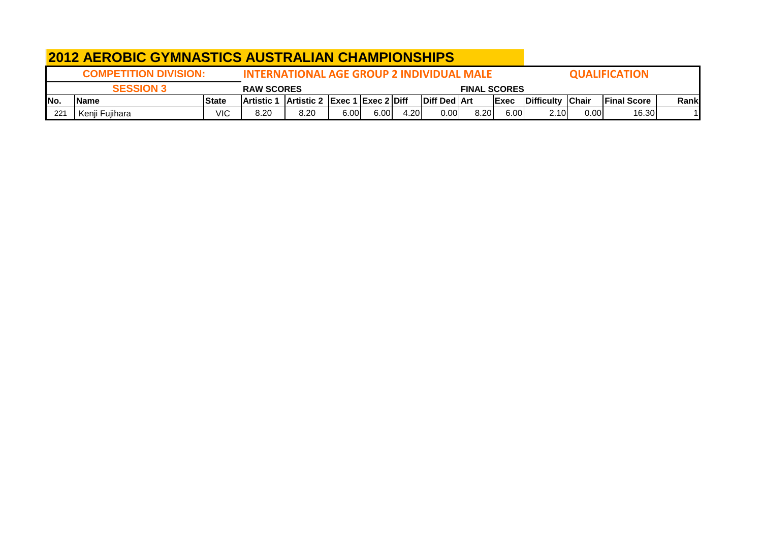# 2012 AEROBIC GYMNASTICS AUSTRALIAN CHAMPIONSHIPS

| COMPETITION DIVISION: | | | INTERNATIONAL AGE GROUP 2 INDIVIDUAL MALE | | | | | | | | | | | QUALIFICATION | |
|---|---|---|---|---|---|---|---|---|---|---|---|---|---|---|---|
| SESSION 3 | | | RAW SCORES | | | | | | FINAL SCORES | | | | | | |
| No. | Name | State | Artistic 1 | Artistic 2 | Exec 1 | Exec 2 | Diff | Diff Ded | Art | Exec | Difficulty | Chair | Final Score | Rank |
| 221 | Kenji Fujihara | VIC | 8.20 | 8.20 | 6.00 | 6.00 | 4.20 | 0.00 | 8.20 | 6.00 | 2.10 | 0.00 | 16.30 | 1 |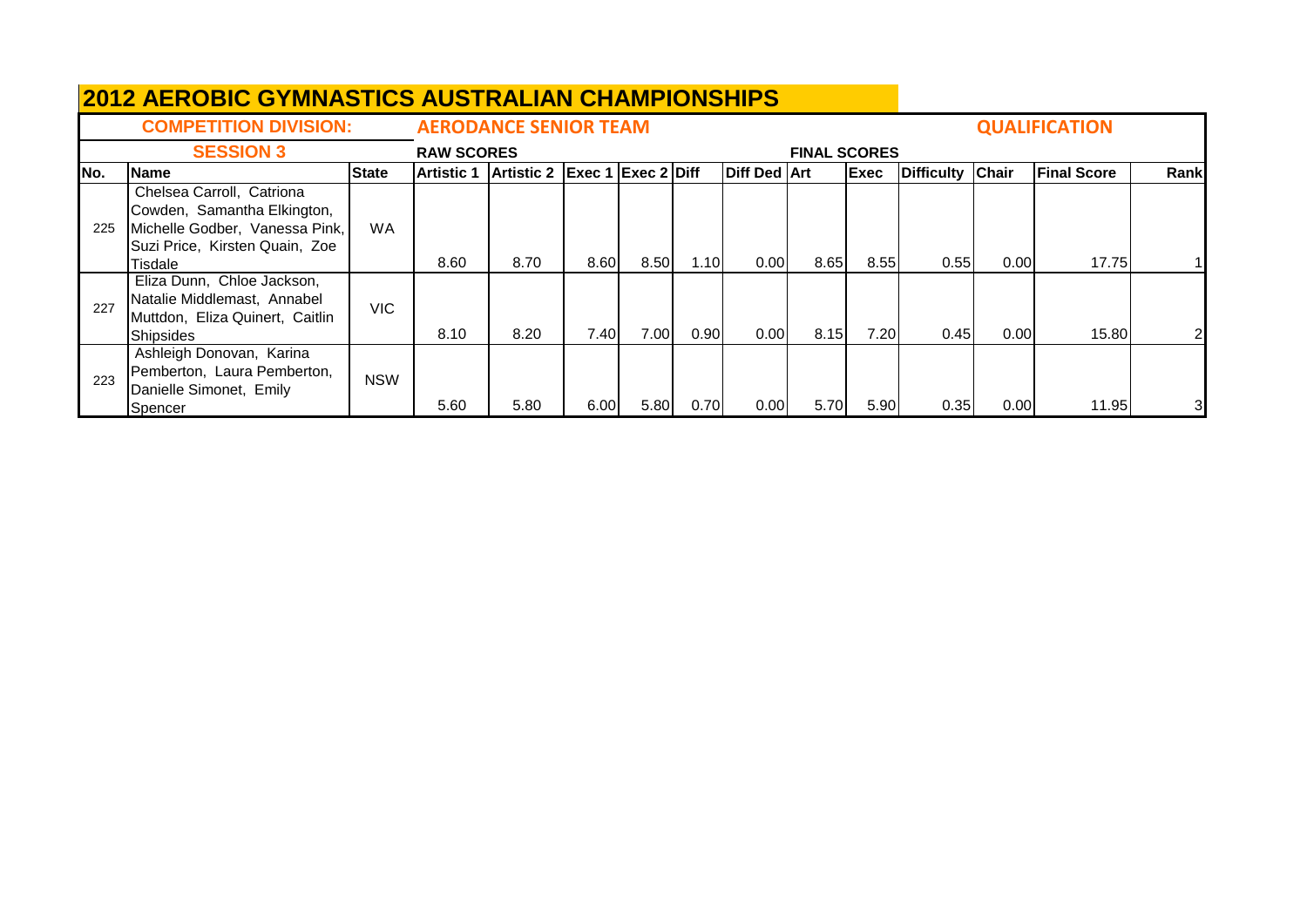# 2012 AEROBIC GYMNASTICS AUSTRALIAN CHAMPIONSHIPS

**COMPETITION DIVISION:** **AERODANCE SENIOR TEAM** **QUALIFICATION**

**SESSION 3**

| | | | RAW SCORES | | | | | | FINAL SCORES | | | | | |
|---|---|---|---|---|---|---|---|---|---|---|---|---|---|---|
| No. | Name | State | Artistic 1 | Artistic 2 | Exec 1 | Exec 2 | Diff | Diff Ded | Art | Exec | Difficulty | Chair | Final Score | Rank |
| 225 | Chelsea Carroll, Catriona Cowden, Samantha Elkington, Michelle Godber, Vanessa Pink, Suzi Price, Kirsten Quain, Zoe Tisdale | WA | 8.60 | 8.70 | 8.60 | 8.50 | 1.10 | 0.00 | 8.65 | 8.55 | 0.55 | 0.00 | 17.75 | 1 |
| 227 | Eliza Dunn, Chloe Jackson, Natalie Middlemast, Annabel Muttdon, Eliza Quinert, Caitlin Shipsides | VIC | 8.10 | 8.20 | 7.40 | 7.00 | 0.90 | 0.00 | 8.15 | 7.20 | 0.45 | 0.00 | 15.80 | 2 |
| 223 | Ashleigh Donovan, Karina Pemberton, Laura Pemberton, Danielle Simonet, Emily Spencer | NSW | 5.60 | 5.80 | 6.00 | 5.80 | 0.70 | 0.00 | 5.70 | 5.90 | 0.35 | 0.00 | 11.95 | 3 |